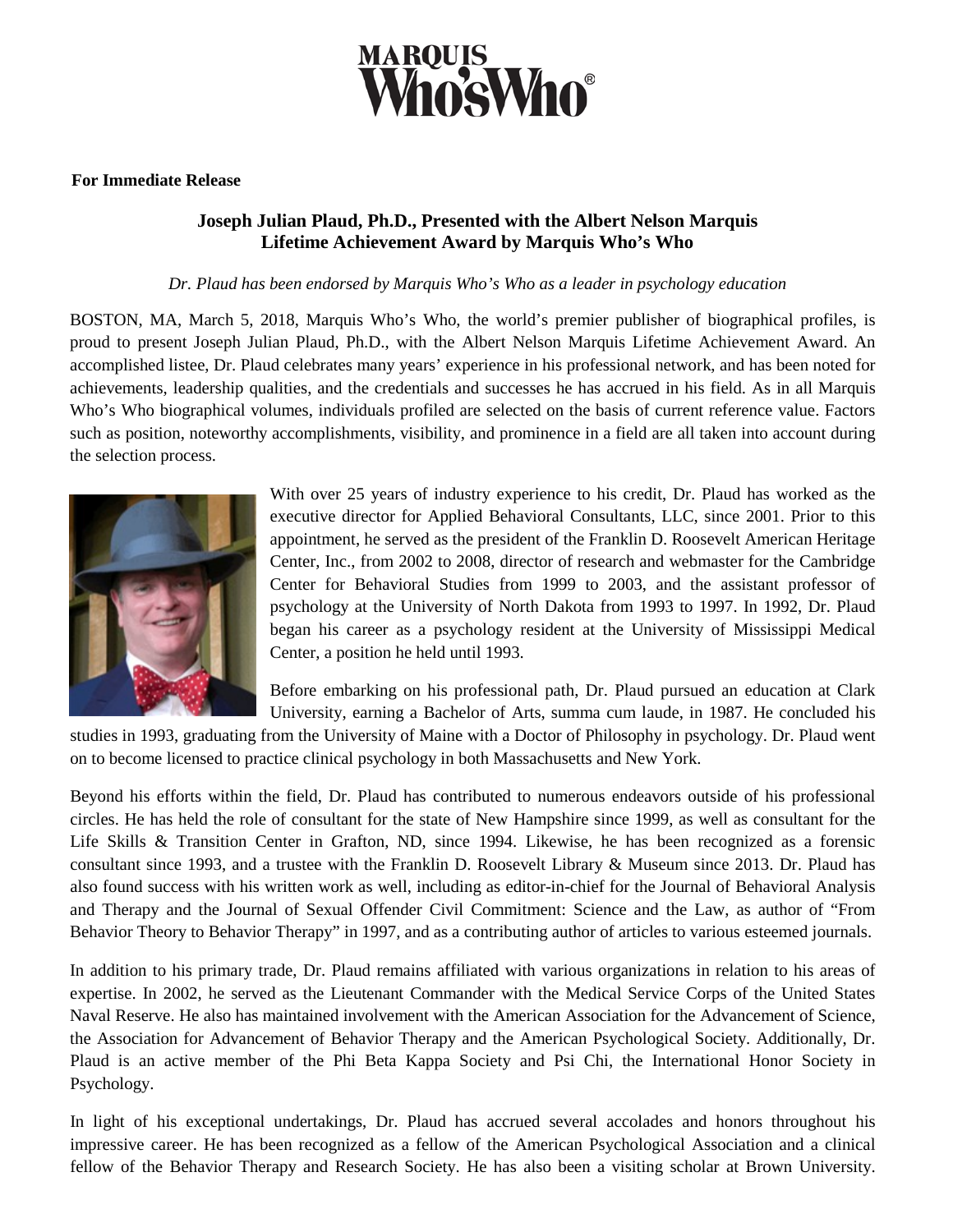**For Immediate Release**

## Joseph Julian Plaud, Ph.D., Presented with the Albert Nelson Marquis Lifetime Achievement Award by Marquis Who's Who

*Dr. Plaud has been endorsed by Marquis Who's Who as a leader in psychology education*

BOSTON, MA, March 5, 2018, Marquis Who's Who, the world's premier publisher of biographical profiles, is proud to present Joseph Julian Plaud, Ph.D., with the Albert Nelson Marquis Lifetime Achievement Award. An accomplished listee, Dr. Plaud celebrates many years' experience in his professional network, and has been noted for achievements, leadership qualities, and the credentials and successes he has accrued in his field. As in all Marquis Who's Who biographical volumes, individuals profiled are selected on the basis of current reference value. Factors such as position, noteworthy accomplishments, visibility, and prominence in a field are all taken into account during the selection process.

With over 25 years of industry experience to his credit, Dr. Plaud has worked as the executive director for Applied Behavioral Consultants, LLC, since 2001. Prior to this appointment, he served as the president of the Franklin D. Roosevelt American Heritage Center, Inc., from 2002 to 2008, director of research and webmaster for the Cambridge Center for Behavioral Studies from 1999 to 2003, and the assistant professor of psychology at the University of North Dakota from 1993 to 1997. In 1992, Dr. Plaud began his career as a psychology resident at the University of Mississippi Medical Center, a position he held until 1993.

Before embarking on his professional path, Dr. Plaud pursued an education at Clark University, earning a Bachelor of Arts, summa cum laude, in 1987. He concluded his studies in 1993, graduating from the University of Maine with a Doctor of Philosophy in psychology. Dr. Plaud went on to become licensed to practice clinical psychology in both Massachusetts and New York.

Beyond his efforts within the field, Dr. Plaud has contributed to numerous endeavors outside of his professional circles. He has held the role of consultant for the state of New Hampshire since 1999, as well as consultant for the Life Skills & Transition Center in Grafton, ND, since 1994. Likewise, he has been recognized as a forensic consultant since 1993, and a trustee with the Franklin D. Roosevelt Library & Museum since 2013. Dr. Plaud has also found success with his written work as well, including as editor-in-chief for the Journal of Behavioral Analysis and Therapy and the Journal of Sexual Offender Civil Commitment: Science and the Law, as author of "From Behavior Theory to Behavior Therapy" in 1997, and as a contributing author of articles to various esteemed journals.

In addition to his primary trade, Dr. Plaud remains affiliated with various organizations in relation to his areas of expertise. In 2002, he served as the Lieutenant Commander with the Medical Service Corps of the United States Naval Reserve. He also has maintained involvement with the American Association for the Advancement of Science, the Association for Advancement of Behavior Therapy and the American Psychological Society. Additionally, Dr. Plaud is an active member of the Phi Beta Kappa Society and Psi Chi, the International Honor Society in Psychology.

In light of his exceptional undertakings, Dr. Plaud has accrued several accolades and honors throughout his impressive career. He has been recognized as a fellow of the American Psychological Association and a clinical fellow of the Behavior Therapy and Research Society. He has also been a visiting scholar at Brown University.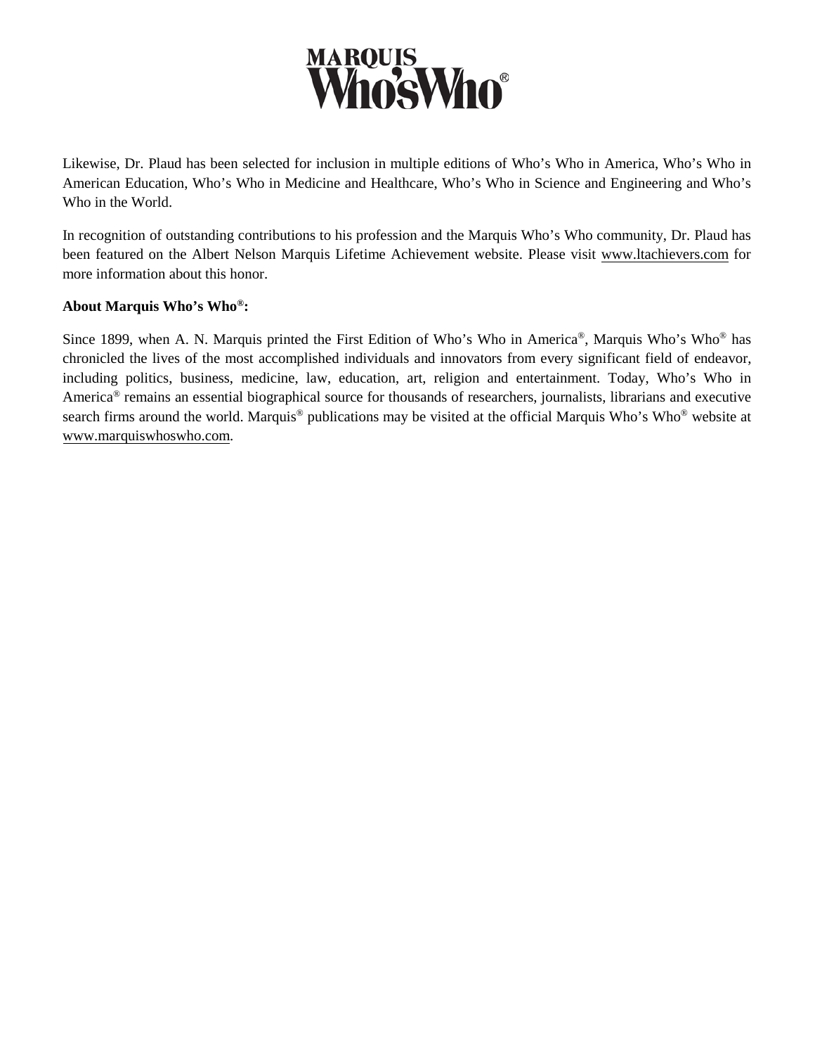Likewise, Dr. Plaud has been selected for inclusion in multiple editions of Who's Who in America, Who's Who in American Education, Who's Who in Medicine and Healthcare, Who's Who in Science and Engineering and Who's Who in the World.

In recognition of outstanding contributions to his profession and the Marquis Who's Who community, Dr. Plaud has been featured on the Albert Nelson Marquis Lifetime Achievement website. Please visit www.ltachievers.com for more information about this honor.

**About Marquis Who's Who®:**

Since 1899, when A. N. Marquis printed the First Edition of Who's Who in America®, Marquis Who's Who® has chronicled the lives of the most accomplished individuals and innovators from every significant field of endeavor, including politics, business, medicine, law, education, art, religion and entertainment. Today, Who's Who in America® remains an essential biographical source for thousands of researchers, journalists, librarians and executive search firms around the world. Marquis® publications may be visited at the official Marquis Who's Who® website at www.marquiswhoswho.com.